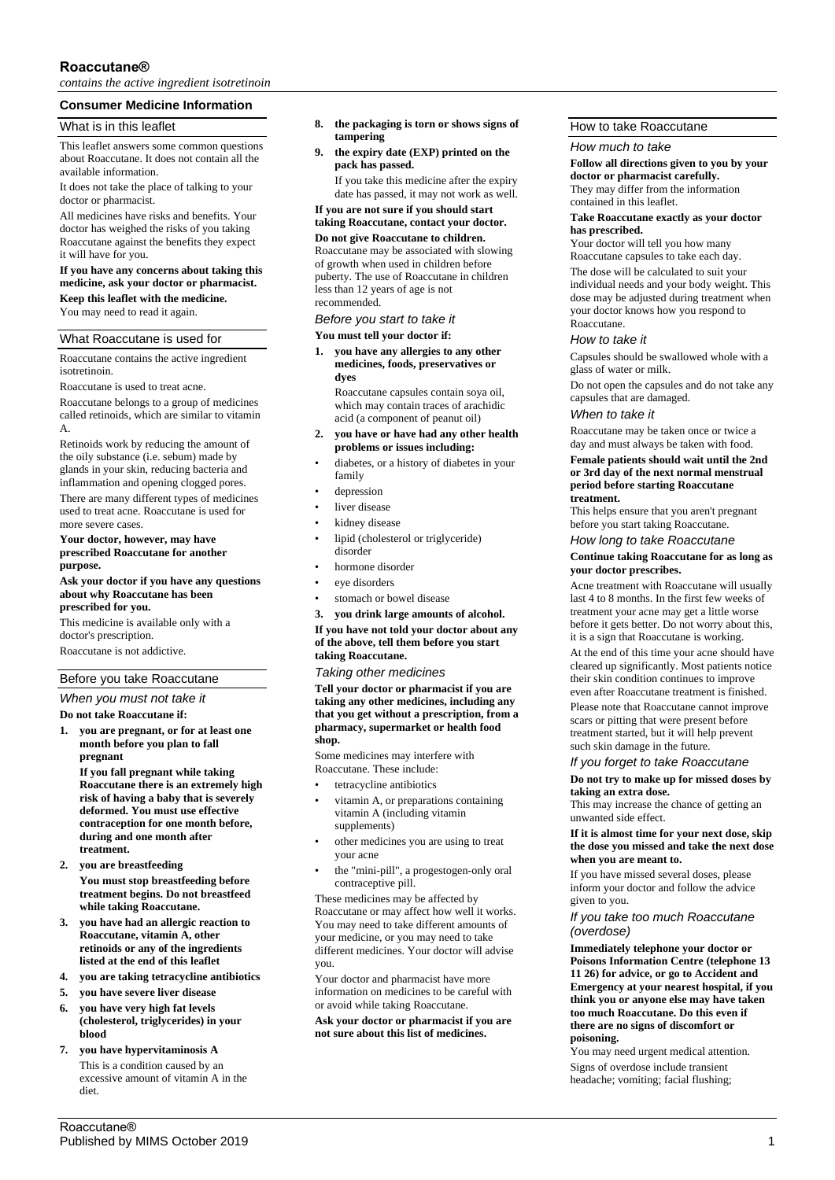# Roaccutane®

*contains the active ingredient isotretinoin*

## Consumer Medicine Information

### What is in this leaflet

This leaflet answers some common questions about Roaccutane. It does not contain all the available information.

It does not take the place of talking to your doctor or pharmacist.

All medicines have risks and benefits. Your doctor has weighed the risks of you taking Roaccutane against the benefits they expect it will have for you.

**If you have any concerns about taking this medicine, ask your doctor or pharmacist.**

**Keep this leaflet with the medicine.**
You may need to read it again.

### What Roaccutane is used for

Roaccutane contains the active ingredient isotretinoin.

Roaccutane is used to treat acne.

Roaccutane belongs to a group of medicines called retinoids, which are similar to vitamin A.

Retinoids work by reducing the amount of the oily substance (i.e. sebum) made by glands in your skin, reducing bacteria and inflammation and opening clogged pores.

There are many different types of medicines used to treat acne. Roaccutane is used for more severe cases.

**Your doctor, however, may have prescribed Roaccutane for another purpose.**

**Ask your doctor if you have any questions about why Roaccutane has been prescribed for you.**

This medicine is available only with a doctor's prescription.

Roaccutane is not addictive.

### Before you take Roaccutane

*When you must not take it*

**Do not take Roaccutane if:**

1. **you are pregnant, or for at least one month before you plan to fall pregnant**

   **If you fall pregnant while taking Roaccutane there is an extremely high risk of having a baby that is severely deformed. You must use effective contraception for one month before, during and one month after treatment.**

2. **you are breastfeeding**

   **You must stop breastfeeding before treatment begins. Do not breastfeed while taking Roaccutane.**

3. **you have had an allergic reaction to Roaccutane, vitamin A, other retinoids or any of the ingredients listed at the end of this leaflet**
4. **you are taking tetracycline antibiotics**
5. **you have severe liver disease**
6. **you have very high fat levels (cholesterol, triglycerides) in your blood**
7. **you have hypervitaminosis A**

   This is a condition caused by an excessive amount of vitamin A in the diet.

8. **the packaging is torn or shows signs of tampering**
9. **the expiry date (EXP) printed on the pack has passed.**

   If you take this medicine after the expiry date has passed, it may not work as well.

**If you are not sure if you should start taking Roaccutane, contact your doctor.**

**Do not give Roaccutane to children.**
Roaccutane may be associated with slowing of growth when used in children before puberty. The use of Roaccutane in children less than 12 years of age is not recommended.

*Before you start to take it*

**You must tell your doctor if:**

1. **you have any allergies to any other medicines, foods, preservatives or dyes**

   Roaccutane capsules contain soya oil, which may contain traces of arachidic acid (a component of peanut oil)

2. **you have or have had any other health problems or issues including:**
   - diabetes, or a history of diabetes in your family
   - depression
   - liver disease
   - kidney disease
   - lipid (cholesterol or triglyceride) disorder
   - hormone disorder
   - eye disorders
   - stomach or bowel disease
3. **you drink large amounts of alcohol.**

**If you have not told your doctor about any of the above, tell them before you start taking Roaccutane.**

*Taking other medicines*

**Tell your doctor or pharmacist if you are taking any other medicines, including any that you get without a prescription, from a pharmacy, supermarket or health food shop.**

Some medicines may interfere with Roaccutane. These include:

- tetracycline antibiotics
- vitamin A, or preparations containing vitamin A (including vitamin supplements)
- other medicines you are using to treat your acne
- the "mini-pill", a progestogen-only oral contraceptive pill.

These medicines may be affected by Roaccutane or may affect how well it works. You may need to take different amounts of your medicine, or you may need to take different medicines. Your doctor will advise you.

Your doctor and pharmacist have more information on medicines to be careful with or avoid while taking Roaccutane.

**Ask your doctor or pharmacist if you are not sure about this list of medicines.**

### How to take Roaccutane

*How much to take*

**Follow all directions given to you by your doctor or pharmacist carefully.**
They may differ from the information contained in this leaflet.

**Take Roaccutane exactly as your doctor has prescribed.**

Your doctor will tell you how many Roaccutane capsules to take each day.

The dose will be calculated to suit your individual needs and your body weight. This dose may be adjusted during treatment when your doctor knows how you respond to Roaccutane.

*How to take it*

Capsules should be swallowed whole with a glass of water or milk.

Do not open the capsules and do not take any capsules that are damaged.

*When to take it*

Roaccutane may be taken once or twice a day and must always be taken with food.

**Female patients should wait until the 2nd or 3rd day of the next normal menstrual period before starting Roaccutane treatment.**

This helps ensure that you aren't pregnant before you start taking Roaccutane.

*How long to take Roaccutane*

**Continue taking Roaccutane for as long as your doctor prescribes.**

Acne treatment with Roaccutane will usually last 4 to 8 months. In the first few weeks of treatment your acne may get a little worse before it gets better. Do not worry about this, it is a sign that Roaccutane is working.

At the end of this time your acne should have cleared up significantly. Most patients notice their skin condition continues to improve even after Roaccutane treatment is finished.

Please note that Roaccutane cannot improve scars or pitting that were present before treatment started, but it will help prevent such skin damage in the future.

*If you forget to take Roaccutane*

**Do not try to make up for missed doses by taking an extra dose.**
This may increase the chance of getting an unwanted side effect.

**If it is almost time for your next dose, skip the dose you missed and take the next dose when you are meant to.**

If you have missed several doses, please inform your doctor and follow the advice given to you.

*If you take too much Roaccutane (overdose)*

**Immediately telephone your doctor or Poisons Information Centre (telephone 13 11 26) for advice, or go to Accident and Emergency at your nearest hospital, if you think you or anyone else may have taken too much Roaccutane. Do this even if there are no signs of discomfort or poisoning.**

You may need urgent medical attention.

Signs of overdose include transient headache; vomiting; facial flushing;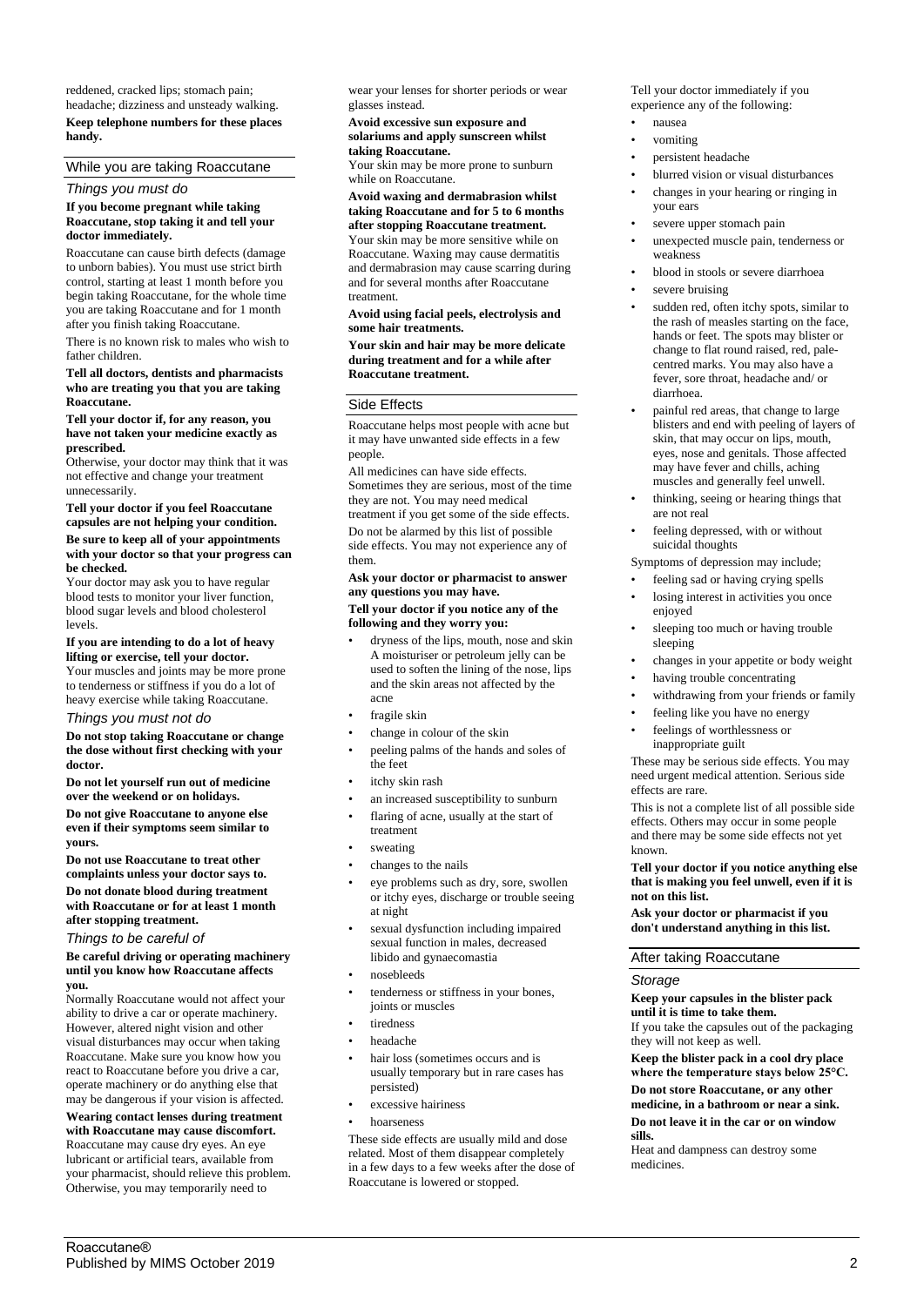reddened, cracked lips; stomach pain; headache; dizziness and unsteady walking.

**Keep telephone numbers for these places handy.**

## While you are taking Roaccutane

### *Things you must do*

**If you become pregnant while taking Roaccutane, stop taking it and tell your doctor immediately.**

Roaccutane can cause birth defects (damage to unborn babies). You must use strict birth control, starting at least 1 month before you begin taking Roaccutane, for the whole time you are taking Roaccutane and for 1 month after you finish taking Roaccutane.

There is no known risk to males who wish to father children.

**Tell all doctors, dentists and pharmacists who are treating you that you are taking Roaccutane.**

**Tell your doctor if, for any reason, you have not taken your medicine exactly as prescribed.**

Otherwise, your doctor may think that it was not effective and change your treatment unnecessarily.

**Tell your doctor if you feel Roaccutane capsules are not helping your condition.**

**Be sure to keep all of your appointments with your doctor so that your progress can be checked.**

Your doctor may ask you to have regular blood tests to monitor your liver function, blood sugar levels and blood cholesterol levels.

**If you are intending to do a lot of heavy lifting or exercise, tell your doctor.**

Your muscles and joints may be more prone to tenderness or stiffness if you do a lot of heavy exercise while taking Roaccutane.

### *Things you must not do*

**Do not stop taking Roaccutane or change the dose without first checking with your doctor.**

**Do not let yourself run out of medicine over the weekend or on holidays.**

**Do not give Roaccutane to anyone else even if their symptoms seem similar to yours.**

**Do not use Roaccutane to treat other complaints unless your doctor says to.**

**Do not donate blood during treatment with Roaccutane or for at least 1 month after stopping treatment.**

### *Things to be careful of*

**Be careful driving or operating machinery until you know how Roaccutane affects you.**

Normally Roaccutane would not affect your ability to drive a car or operate machinery. However, altered night vision and other visual disturbances may occur when taking Roaccutane. Make sure you know how you react to Roaccutane before you drive a car, operate machinery or do anything else that may be dangerous if your vision is affected.

**Wearing contact lenses during treatment with Roaccutane may cause discomfort.**

Roaccutane may cause dry eyes. An eye lubricant or artificial tears, available from your pharmacist, should relieve this problem. Otherwise, you may temporarily need to wear your lenses for shorter periods or wear glasses instead.

**Avoid excessive sun exposure and solariums and apply sunscreen whilst taking Roaccutane.**

Your skin may be more prone to sunburn while on Roaccutane.

**Avoid waxing and dermabrasion whilst taking Roaccutane and for 5 to 6 months after stopping Roaccutane treatment.**

Your skin may be more sensitive while on Roaccutane. Waxing may cause dermatitis and dermabrasion may cause scarring during and for several months after Roaccutane treatment.

**Avoid using facial peels, electrolysis and some hair treatments.**

**Your skin and hair may be more delicate during treatment and for a while after Roaccutane treatment.**

## Side Effects

Roaccutane helps most people with acne but it may have unwanted side effects in a few people.

All medicines can have side effects. Sometimes they are serious, most of the time they are not. You may need medical treatment if you get some of the side effects.

Do not be alarmed by this list of possible side effects. You may not experience any of them.

**Ask your doctor or pharmacist to answer any questions you may have.**

**Tell your doctor if you notice any of the following and they worry you:**

- dryness of the lips, mouth, nose and skin A moisturiser or petroleum jelly can be used to soften the lining of the nose, lips and the skin areas not affected by the acne
- fragile skin
- change in colour of the skin
- peeling palms of the hands and soles of the feet
- itchy skin rash
- an increased susceptibility to sunburn
- flaring of acne, usually at the start of treatment
- sweating
- changes to the nails
- eye problems such as dry, sore, swollen or itchy eyes, discharge or trouble seeing at night
- sexual dysfunction including impaired sexual function in males, decreased libido and gynaecomastia
- nosebleeds
- tenderness or stiffness in your bones, joints or muscles
- tiredness
- headache
- hair loss (sometimes occurs and is usually temporary but in rare cases has persisted)
- excessive hairiness
- hoarseness

These side effects are usually mild and dose related. Most of them disappear completely in a few days to a few weeks after the dose of Roaccutane is lowered or stopped.

Tell your doctor immediately if you experience any of the following:

- nausea
- vomiting
- persistent headache
- blurred vision or visual disturbances
- changes in your hearing or ringing in your ears
- severe upper stomach pain
- unexpected muscle pain, tenderness or weakness
- blood in stools or severe diarrhoea
- severe bruising
- sudden red, often itchy spots, similar to the rash of measles starting on the face, hands or feet. The spots may blister or change to flat round raised, red, pale-centred marks. You may also have a fever, sore throat, headache and/ or diarrhoea.
- painful red areas, that change to large blisters and end with peeling of layers of skin, that may occur on lips, mouth, eyes, nose and genitals. Those affected may have fever and chills, aching muscles and generally feel unwell.
- thinking, seeing or hearing things that are not real
- feeling depressed, with or without suicidal thoughts

Symptoms of depression may include;

- feeling sad or having crying spells
- losing interest in activities you once enjoyed
- sleeping too much or having trouble sleeping
- changes in your appetite or body weight
- having trouble concentrating
- withdrawing from your friends or family
- feeling like you have no energy
- feelings of worthlessness or inappropriate guilt

These may be serious side effects. You may need urgent medical attention. Serious side effects are rare.

This is not a complete list of all possible side effects. Others may occur in some people and there may be some side effects not yet known.

**Tell your doctor if you notice anything else that is making you feel unwell, even if it is not on this list.**

**Ask your doctor or pharmacist if you don't understand anything in this list.**

## After taking Roaccutane

### *Storage*

**Keep your capsules in the blister pack until it is time to take them.**

If you take the capsules out of the packaging they will not keep as well.

**Keep the blister pack in a cool dry place where the temperature stays below 25°C.**

**Do not store Roaccutane, or any other medicine, in a bathroom or near a sink.**

**Do not leave it in the car or on window sills.**

Heat and dampness can destroy some medicines.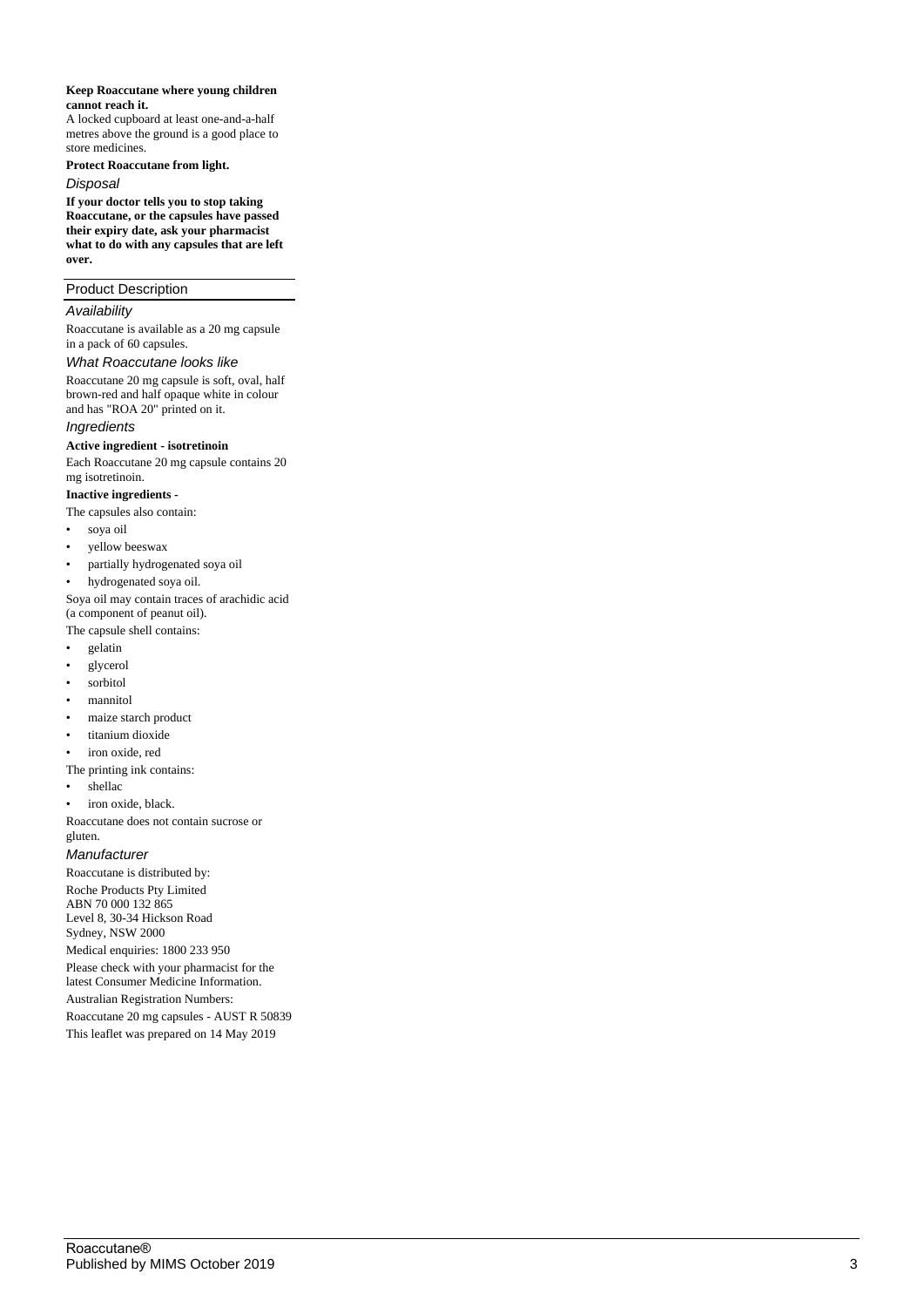**Keep Roaccutane where young children cannot reach it.**

A locked cupboard at least one-and-a-half metres above the ground is a good place to store medicines.

**Protect Roaccutane from light.**

### *Disposal*

**If your doctor tells you to stop taking Roaccutane, or the capsules have passed their expiry date, ask your pharmacist what to do with any capsules that are left over.**

## Product Description

### *Availability*

Roaccutane is available as a 20 mg capsule in a pack of 60 capsules.

### *What Roaccutane looks like*

Roaccutane 20 mg capsule is soft, oval, half brown-red and half opaque white in colour and has "ROA 20" printed on it.

### *Ingredients*

**Active ingredient - isotretinoin**

Each Roaccutane 20 mg capsule contains 20 mg isotretinoin.

**Inactive ingredients -**

The capsules also contain:

- soya oil
- yellow beeswax
- partially hydrogenated soya oil
- hydrogenated soya oil.

Soya oil may contain traces of arachidic acid (a component of peanut oil).

The capsule shell contains:

- gelatin
- glycerol
- sorbitol
- mannitol
- maize starch product
- titanium dioxide
- iron oxide, red

The printing ink contains:

- shellac
- iron oxide, black.

Roaccutane does not contain sucrose or gluten.

### *Manufacturer*

Roaccutane is distributed by:

Roche Products Pty Limited
ABN 70 000 132 865
Level 8, 30-34 Hickson Road
Sydney, NSW 2000

Medical enquiries: 1800 233 950

Please check with your pharmacist for the latest Consumer Medicine Information.

Australian Registration Numbers:

Roaccutane 20 mg capsules - AUST R 50839

This leaflet was prepared on 14 May 2019